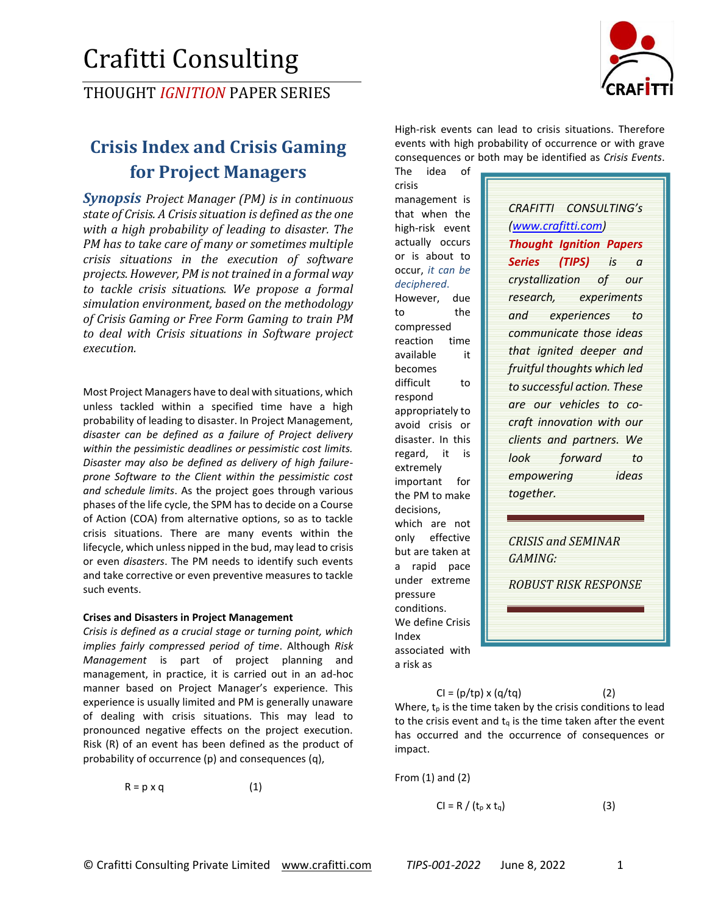# Crafitti Consulting

THOUGHT *IGNITION* PAPER SERIES

## Crisis Index and Crisis Gaming for Project Managers

***Synopsis*** *Project Manager (PM) is in continuous state of Crisis. A Crisis situation is defined as the one with a high probability of leading to disaster. The PM has to take care of many or sometimes multiple crisis situations in the execution of software projects. However, PM is not trained in a formal way to tackle crisis situations. We propose a formal simulation environment, based on the methodology of Crisis Gaming or Free Form Gaming to train PM to deal with Crisis situations in Software project execution.*

Most Project Managers have to deal with situations, which unless tackled within a specified time have a high probability of leading to disaster. In Project Management, *disaster can be defined as a failure of Project delivery within the pessimistic deadlines or pessimistic cost limits. Disaster may also be defined as delivery of high failure-prone Software to the Client within the pessimistic cost and schedule limits*. As the project goes through various phases of the life cycle, the SPM has to decide on a Course of Action (COA) from alternative options, so as to tackle crisis situations. There are many events within the lifecycle, which unless nipped in the bud, may lead to crisis or even *disasters*. The PM needs to identify such events and take corrective or even preventive measures to tackle such events.

**Crises and Disasters in Project Management**

*Crisis is defined as a crucial stage or turning point, which implies fairly compressed period of time*. Although *Risk Management* is part of project planning and management, in practice, it is carried out in an ad-hoc manner based on Project Manager's experience. This experience is usually limited and PM is generally unaware of dealing with crisis situations. This may lead to pronounced negative effects on the project execution. Risk (R) of an event has been defined as the product of probability of occurrence (p) and consequences (q),

$$R = p \times q \qquad (1)$$

High-risk events can lead to crisis situations. Therefore events with high probability of occurrence or with grave consequences or both may be identified as *Crisis Events*. The idea of crisis management is that when the high-risk event actually occurs or is about to occur, *it can be deciphered*. However, due to the compressed reaction time available it becomes difficult to respond appropriately to avoid crisis or disaster. In this regard, it is extremely important for the PM to make decisions, which are not only effective but are taken at a rapid pace under extreme pressure conditions. We define Crisis Index associated with a risk as

> *CRAFITTI CONSULTING's (www.crafitti.com) **Thought Ignition Papers Series (TIPS)** is a crystallization of our research, experiments and experiences to communicate those ideas that ignited deeper and fruitful thoughts which led to successful action. These are our vehicles to co-craft innovation with our clients and partners. We look forward to empowering ideas together.*
>
> *CRISIS and SEMINAR GAMING:*
>
> *ROBUST RISK RESPONSE*

$$CI = (p/t_p) \times (q/t_q) \qquad (2)$$

Where, $t_p$ is the time taken by the crisis conditions to lead to the crisis event and $t_q$ is the time taken after the event has occurred and the occurrence of consequences or impact.

From (1) and (2)

$$CI = R / (t_p \times t_q) \qquad (3)$$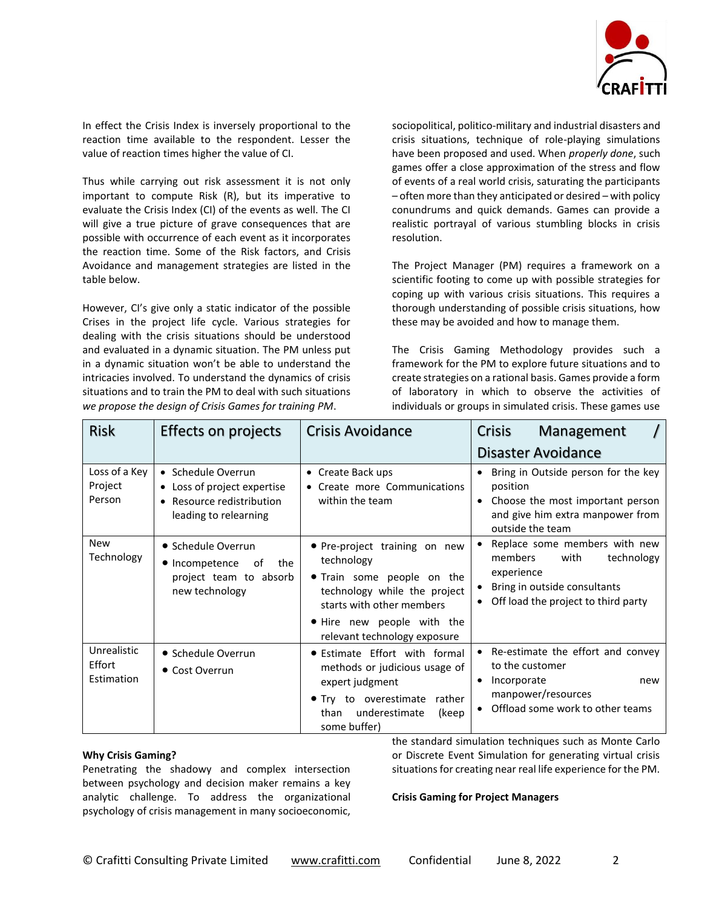In effect the Crisis Index is inversely proportional to the reaction time available to the respondent. Lesser the value of reaction times higher the value of CI.

Thus while carrying out risk assessment it is not only important to compute Risk (R), but its imperative to evaluate the Crisis Index (CI) of the events as well. The CI will give a true picture of grave consequences that are possible with occurrence of each event as it incorporates the reaction time. Some of the Risk factors, and Crisis Avoidance and management strategies are listed in the table below.

However, CI's give only a static indicator of the possible Crises in the project life cycle. Various strategies for dealing with the crisis situations should be understood and evaluated in a dynamic situation. The PM unless put in a dynamic situation won't be able to understand the intricacies involved. To understand the dynamics of crisis situations and to train the PM to deal with such situations *we propose the design of Crisis Games for training PM*.

| Risk | Effects on projects | Crisis Avoidance | Crisis Management / Disaster Avoidance |
|---|---|---|---|
| Loss of a Key Project Person | • Schedule Overrun<br>• Loss of project expertise<br>• Resource redistribution leading to relearning | • Create Back ups<br>• Create more Communications within the team | • Bring in Outside person for the key position<br>• Choose the most important person and give him extra manpower from outside the team |
| New Technology | • Schedule Overrun<br>• Incompetence of the project team to absorb new technology | • Pre-project training on new technology<br>• Train some people on the technology while the project starts with other members<br>• Hire new people with the relevant technology exposure | • Replace some members with new members with technology experience<br>• Bring in outside consultants<br>• Off load the project to third party |
| Unrealistic Effort Estimation | • Schedule Overrun<br>• Cost Overrun | • Estimate Effort with formal methods or judicious usage of expert judgment<br>• Try to overestimate rather than underestimate (keep some buffer) | • Re-estimate the effort and convey to the customer<br>• Incorporate new manpower/resources<br>• Offload some work to other teams |

**Why Crisis Gaming?**

Penetrating the shadowy and complex intersection between psychology and decision maker remains a key analytic challenge. To address the organizational psychology of crisis management in many socioeconomic, sociopolitical, politico-military and industrial disasters and crisis situations, technique of role-playing simulations have been proposed and used. When *properly done*, such games offer a close approximation of the stress and flow of events of a real world crisis, saturating the participants – often more than they anticipated or desired – with policy conundrums and quick demands. Games can provide a realistic portrayal of various stumbling blocks in crisis resolution.

The Project Manager (PM) requires a framework on a scientific footing to come up with possible strategies for coping up with various crisis situations. This requires a thorough understanding of possible crisis situations, how these may be avoided and how to manage them.

The Crisis Gaming Methodology provides such a framework for the PM to explore future situations and to create strategies on a rational basis. Games provide a form of laboratory in which to observe the activities of individuals or groups in simulated crisis. These games use the standard simulation techniques such as Monte Carlo or Discrete Event Simulation for generating virtual crisis situations for creating near real life experience for the PM.

**Crisis Gaming for Project Managers**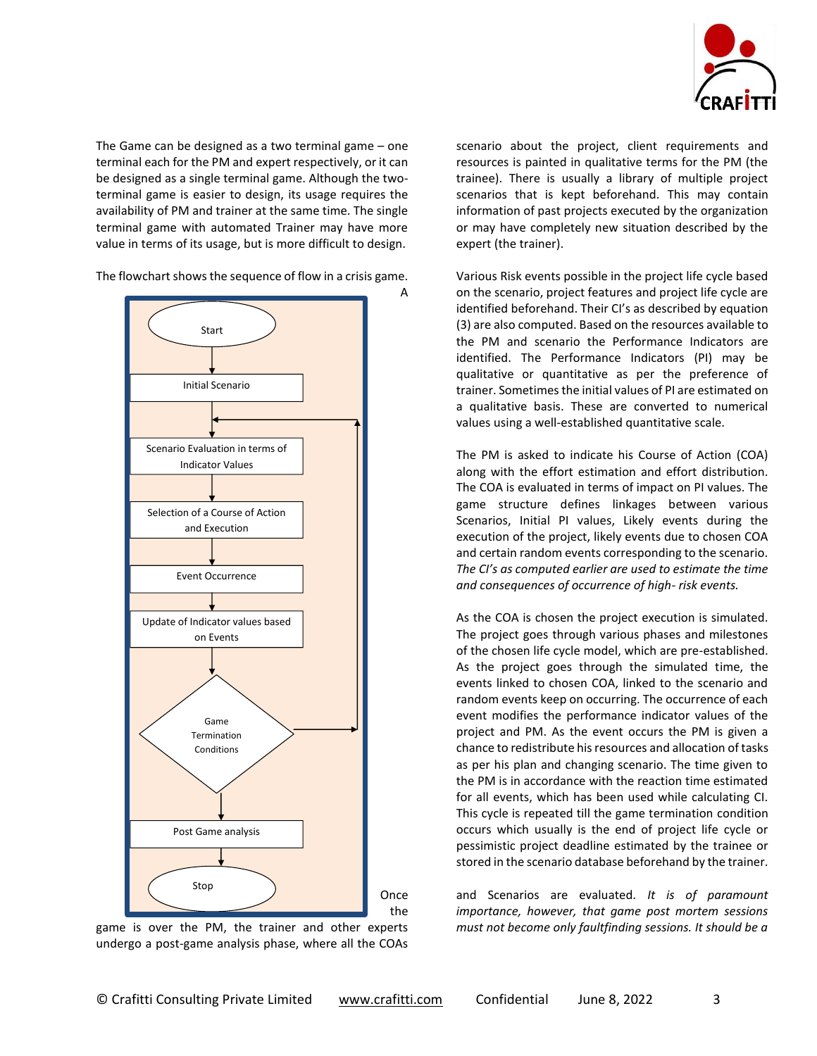The Game can be designed as a two terminal game – one terminal each for the PM and expert respectively, or it can be designed as a single terminal game. Although the two-terminal game is easier to design, its usage requires the availability of PM and trainer at the same time. The single terminal game with automated Trainer may have more value in terms of its usage, but is more difficult to design.

The flowchart shows the sequence of flow in a crisis game. A

Start

Initial Scenario

Scenario Evaluation in terms of Indicator Values

Selection of a Course of Action and Execution

Event Occurrence

Update of Indicator values based on Events

Game Termination Conditions

Post Game analysis

Stop

Once the game is over the PM, the trainer and other experts undergo a post-game analysis phase, where all the COAs scenario about the project, client requirements and resources is painted in qualitative terms for the PM (the trainee). There is usually a library of multiple project scenarios that is kept beforehand. This may contain information of past projects executed by the organization or may have completely new situation described by the expert (the trainer).

Various Risk events possible in the project life cycle based on the scenario, project features and project life cycle are identified beforehand. Their CI's as described by equation (3) are also computed. Based on the resources available to the PM and scenario the Performance Indicators are identified. The Performance Indicators (PI) may be qualitative or quantitative as per the preference of trainer. Sometimes the initial values of PI are estimated on a qualitative basis. These are converted to numerical values using a well-established quantitative scale.

The PM is asked to indicate his Course of Action (COA) along with the effort estimation and effort distribution. The COA is evaluated in terms of impact on PI values. The game structure defines linkages between various Scenarios, Initial PI values, Likely events during the execution of the project, likely events due to chosen COA and certain random events corresponding to the scenario. *The CI's as computed earlier are used to estimate the time and consequences of occurrence of high- risk events.*

As the COA is chosen the project execution is simulated. The project goes through various phases and milestones of the chosen life cycle model, which are pre-established. As the project goes through the simulated time, the events linked to chosen COA, linked to the scenario and random events keep on occurring. The occurrence of each event modifies the performance indicator values of the project and PM. As the event occurs the PM is given a chance to redistribute his resources and allocation of tasks as per his plan and changing scenario. The time given to the PM is in accordance with the reaction time estimated for all events, which has been used while calculating CI. This cycle is repeated till the game termination condition occurs which usually is the end of project life cycle or pessimistic project deadline estimated by the trainee or stored in the scenario database beforehand by the trainer.

and Scenarios are evaluated. *It is of paramount importance, however, that game post mortem sessions must not become only faultfinding sessions. It should be a*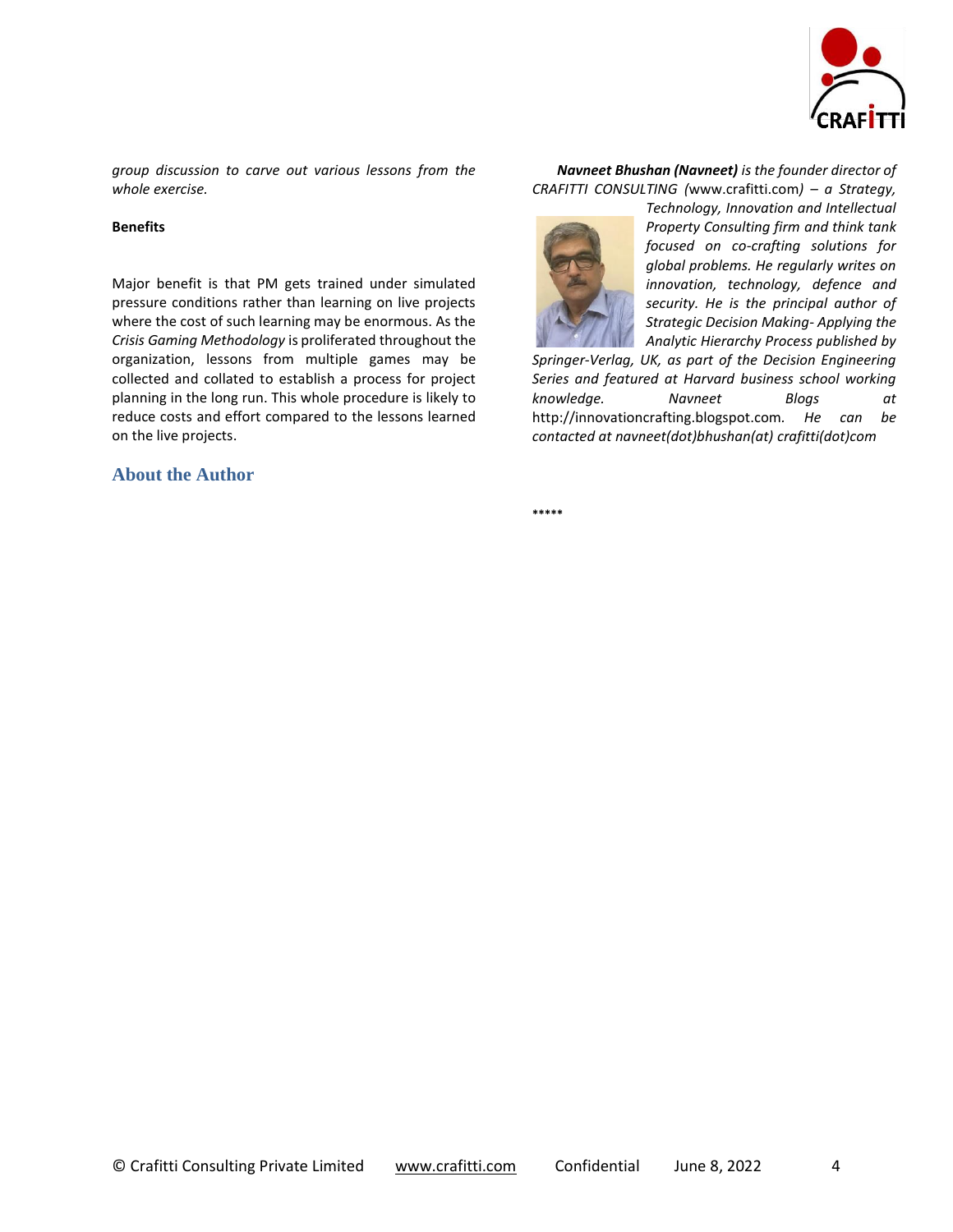*group discussion to carve out various lessons from the whole exercise.*

**Benefits**

Major benefit is that PM gets trained under simulated pressure conditions rather than learning on live projects where the cost of such learning may be enormous. As the *Crisis Gaming Methodology* is proliferated throughout the organization, lessons from multiple games may be collected and collated to establish a process for project planning in the long run. This whole procedure is likely to reduce costs and effort compared to the lessons learned on the live projects.

## About the Author

***Navneet Bhushan (Navneet)*** *is the founder director of CRAFITTI CONSULTING (*www.crafitti.com*) – a Strategy, Technology, Innovation and Intellectual Property Consulting firm and think tank focused on co-crafting solutions for global problems. He regularly writes on innovation, technology, defence and security. He is the principal author of Strategic Decision Making- Applying the Analytic Hierarchy Process published by Springer-Verlag, UK, as part of the Decision Engineering Series and featured at Harvard business school working knowledge. Navneet Blogs at* http://innovationcrafting.blogspot.com. *He can be contacted at navneet(dot)bhushan(at) crafitti(dot)com*

\*\*\*\*\*